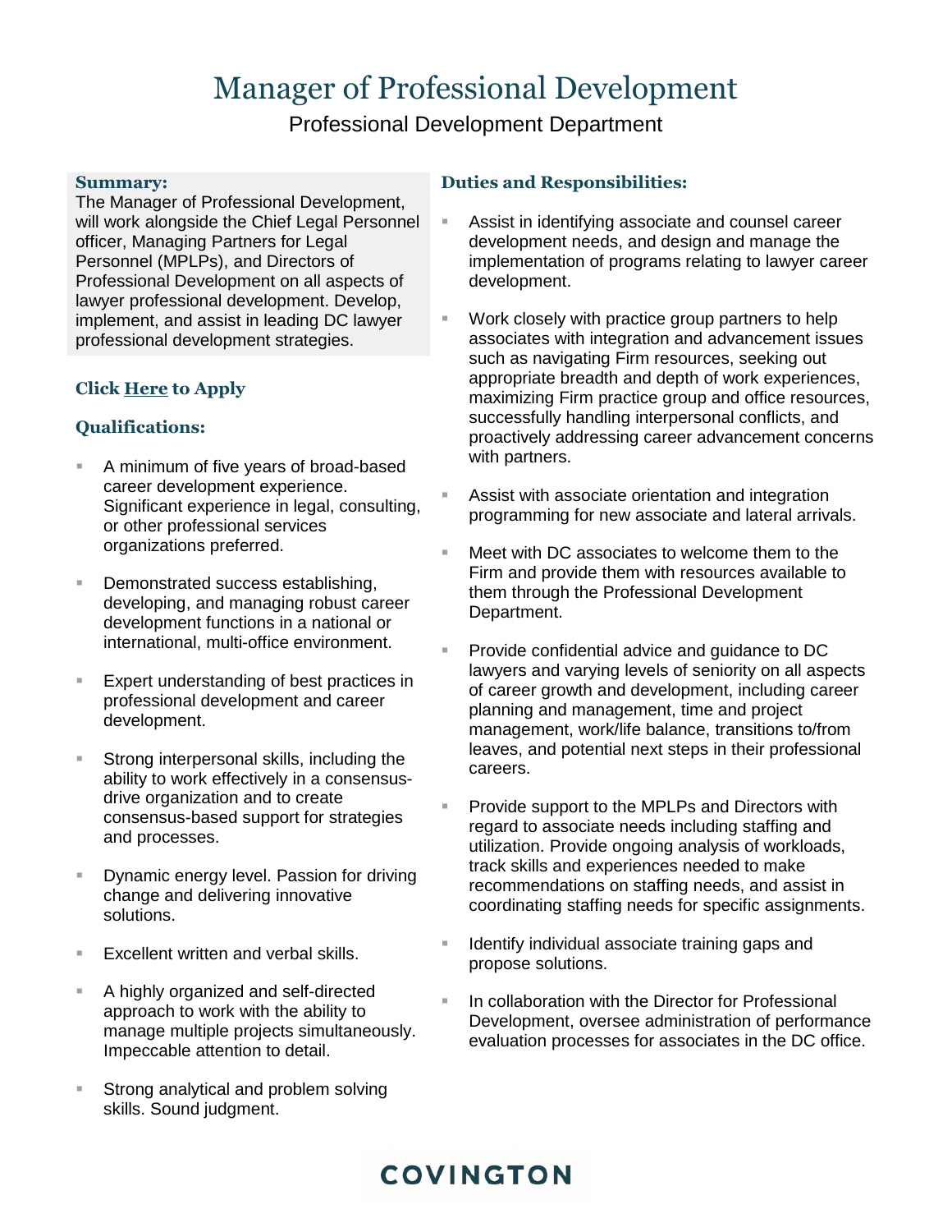# Manager of Professional Development

Professional Development Department

**Summary:**

The Manager of Professional Development, will work alongside the Chief Legal Personnel officer, Managing Partners for Legal Personnel (MPLPs), and Directors of Professional Development on all aspects of lawyer professional development. Develop, implement, and assist in leading DC lawyer professional development strategies.

**Click Here to Apply**

## Qualifications:

- A minimum of five years of broad-based career development experience. Significant experience in legal, consulting, or other professional services organizations preferred.
- Demonstrated success establishing, developing, and managing robust career development functions in a national or international, multi-office environment.
- Expert understanding of best practices in professional development and career development.
- Strong interpersonal skills, including the ability to work effectively in a consensus-drive organization and to create consensus-based support for strategies and processes.
- Dynamic energy level. Passion for driving change and delivering innovative solutions.
- Excellent written and verbal skills.
- A highly organized and self-directed approach to work with the ability to manage multiple projects simultaneously. Impeccable attention to detail.
- Strong analytical and problem solving skills. Sound judgment.

## Duties and Responsibilities:

- Assist in identifying associate and counsel career development needs, and design and manage the implementation of programs relating to lawyer career development.
- Work closely with practice group partners to help associates with integration and advancement issues such as navigating Firm resources, seeking out appropriate breadth and depth of work experiences, maximizing Firm practice group and office resources, successfully handling interpersonal conflicts, and proactively addressing career advancement concerns with partners.
- Assist with associate orientation and integration programming for new associate and lateral arrivals.
- Meet with DC associates to welcome them to the Firm and provide them with resources available to them through the Professional Development Department.
- Provide confidential advice and guidance to DC lawyers and varying levels of seniority on all aspects of career growth and development, including career planning and management, time and project management, work/life balance, transitions to/from leaves, and potential next steps in their professional careers.
- Provide support to the MPLPs and Directors with regard to associate needs including staffing and utilization. Provide ongoing analysis of workloads, track skills and experiences needed to make recommendations on staffing needs, and assist in coordinating staffing needs for specific assignments.
- Identify individual associate training gaps and propose solutions.
- In collaboration with the Director for Professional Development, oversee administration of performance evaluation processes for associates in the DC office.

COVINGTON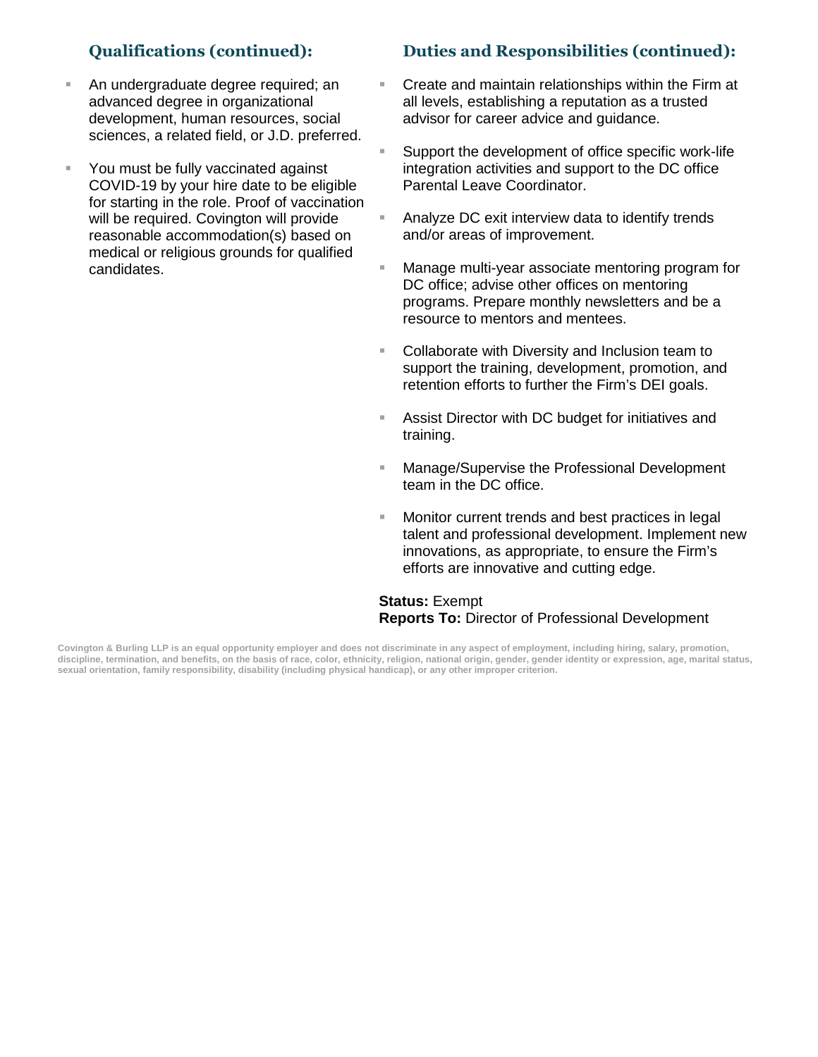## Qualifications (continued):

- An undergraduate degree required; an advanced degree in organizational development, human resources, social sciences, a related field, or J.D. preferred.
- You must be fully vaccinated against COVID-19 by your hire date to be eligible for starting in the role. Proof of vaccination will be required. Covington will provide reasonable accommodation(s) based on medical or religious grounds for qualified candidates.

## Duties and Responsibilities (continued):

- Create and maintain relationships within the Firm at all levels, establishing a reputation as a trusted advisor for career advice and guidance.
- Support the development of office specific work-life integration activities and support to the DC office Parental Leave Coordinator.
- Analyze DC exit interview data to identify trends and/or areas of improvement.
- Manage multi-year associate mentoring program for DC office; advise other offices on mentoring programs. Prepare monthly newsletters and be a resource to mentors and mentees.
- Collaborate with Diversity and Inclusion team to support the training, development, promotion, and retention efforts to further the Firm's DEI goals.
- Assist Director with DC budget for initiatives and training.
- Manage/Supervise the Professional Development team in the DC office.
- Monitor current trends and best practices in legal talent and professional development. Implement new innovations, as appropriate, to ensure the Firm's efforts are innovative and cutting edge.

**Status:** Exempt
**Reports To:** Director of Professional Development

**Covington & Burling LLP is an equal opportunity employer and does not discriminate in any aspect of employment, including hiring, salary, promotion, discipline, termination, and benefits, on the basis of race, color, ethnicity, religion, national origin, gender, gender identity or expression, age, marital status, sexual orientation, family responsibility, disability (including physical handicap), or any other improper criterion.**